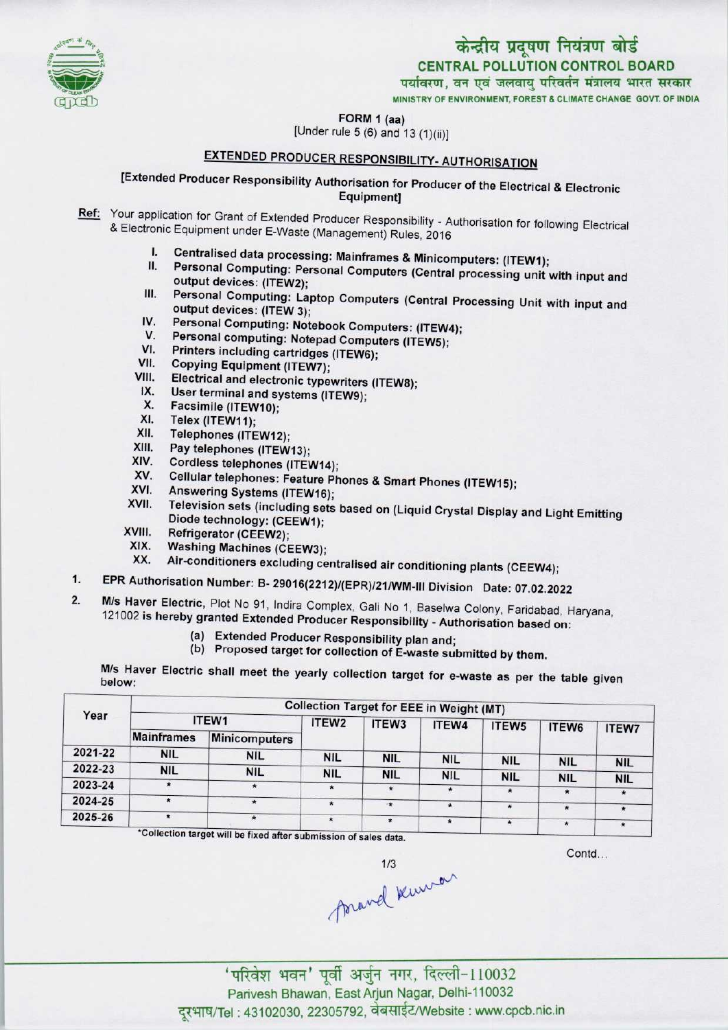केन्द्रीय प्रदूषण नियंत्रण बोर्ड
**CENTRAL POLLUTION CONTROL BOARD**
पर्यावरण, वन एवं जलवायु परिवर्तन मंत्रालय भारत सरकार
MINISTRY OF ENVIRONMENT, FOREST & CLIMATE CHANGE GOVT. OF INDIA

**FORM 1 (aa)**
[Under rule 5 (6) and 13 (1)(ii)]

## EXTENDED PRODUCER RESPONSIBILITY- AUTHORISATION

[Extended Producer Responsibility Authorisation for Producer of the Electrical & Electronic Equipment]

**Ref:** Your application for Grant of Extended Producer Responsibility - Authorisation for following Electrical & Electronic Equipment under E-Waste (Management) Rules, 2016

- I. Centralised data processing: Mainframes & Minicomputers: (ITEW1);
- II. Personal Computing: Personal Computers (Central processing unit with input and output devices: (ITEW2);
- III. Personal Computing: Laptop Computers (Central Processing Unit with input and output devices: (ITEW 3);
- IV. Personal Computing: Notebook Computers: (ITEW4);
- V. Personal computing: Notepad Computers (ITEW5);
- VI. Printers including cartridges (ITEW6);
- VII. Copying Equipment (ITEW7);
- VIII. Electrical and electronic typewriters (ITEW8);
- IX. User terminal and systems (ITEW9);
- X. Facsimile (ITEW10);
- XI. Telex (ITEW11);
- XII. Telephones (ITEW12);
- XIII. Pay telephones (ITEW13);
- XIV. Cordless telephones (ITEW14);
- XV. Cellular telephones: Feature Phones & Smart Phones (ITEW15);
- XVI. Answering Systems (ITEW16);
- XVII. Television sets (including sets based on (Liquid Crystal Display and Light Emitting Diode technology: (CEEW1);
- XVIII. Refrigerator (CEEW2);
- XIX. Washing Machines (CEEW3);
- XX. Air-conditioners excluding centralised air conditioning plants (CEEW4);

1. EPR Authorisation Number: B- 29016(2212)/(EPR)/21/WM-III Division Date: 07.02.2022
2. M/s Haver Electric, Plot No 91, Indira Complex, Gali No 1, Baselwa Colony, Faridabad, Haryana, 121002 is hereby granted Extended Producer Responsibility - Authorisation based on:
   - (a) Extended Producer Responsibility plan and;
   - (b) Proposed target for collection of E-waste submitted by them.

M/s Haver Electric shall meet the yearly collection target for e-waste as per the table given below:

| Year | Collection Target for EEE in Weight (MT) | | | | | | | |
|---|---|---|---|---|---|---|---|---|
| | ITEW1 | | ITEW2 | ITEW3 | ITEW4 | ITEW5 | ITEW6 | ITEW7 |
| | Mainframes | Minicomputers | | | | | | |
| 2021-22 | NIL | NIL | NIL | NIL | NIL | NIL | NIL | NIL |
| 2022-23 | NIL | NIL | NIL | NIL | NIL | NIL | NIL | NIL |
| 2023-24 | * | * | * | * | * | * | * | * |
| 2024-25 | * | * | * | * | * | * | * | * |
| 2025-26 | * | * | * | * | * | * | * | * |

*Collection target will be fixed after submission of sales data.

Contd...

'परिवेश भवन' पूर्वी अर्जुन नगर, दिल्ली-110032
Parivesh Bhawan, East Arjun Nagar, Delhi-110032
दूरभाष/Tel : 43102030, 22305792, वेबसाईट/Website : www.cpcb.nic.in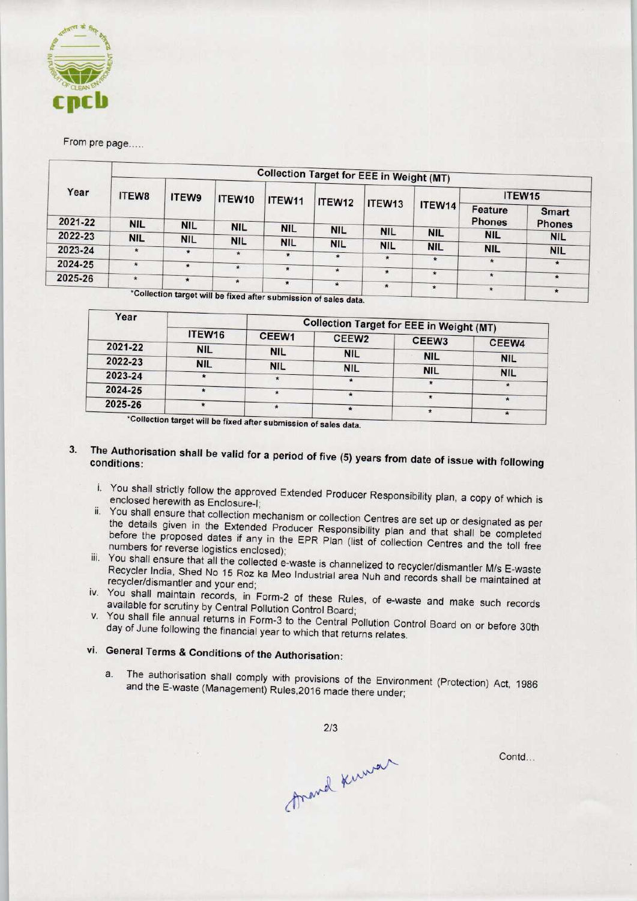From pre page.....

| Year | Collection Target for EEE in Weight (MT) | | | | | | | | |
|---|---|---|---|---|---|---|---|---|---|
| | ITEW8 | ITEW9 | ITEW10 | ITEW11 | ITEW12 | ITEW13 | ITEW14 | ITEW15 | |
| | | | | | | | | Feature Phones | Smart Phones |
| 2021-22 | NIL | NIL | NIL | NIL | NIL | NIL | NIL | NIL | NIL |
| 2022-23 | NIL | NIL | NIL | NIL | NIL | NIL | NIL | NIL | NIL |
| 2023-24 | * | * | * | * | * | * | * | NIL | NIL |
| 2024-25 | * | * | * | * | * | * | * | * | * |
| 2025-26 | * | * | * | * | * | * | * | * | * |

*Collection target will be fixed after submission of sales data.

| Year | Collection Target for EEE in Weight (MT) | | | | |
|---|---|---|---|---|---|
| | ITEW16 | CEEW1 | CEEW2 | CEEW3 | CEEW4 |
| 2021-22 | NIL | NIL | NIL | NIL | NIL |
| 2022-23 | NIL | NIL | NIL | NIL | NIL |
| 2023-24 | * | * | * | * | * |
| 2024-25 | * | * | * | * | * |
| 2025-26 | * | * | * | * | * |

*Collection target will be fixed after submission of sales data.

3. **The Authorisation shall be valid for a period of five (5) years from date of issue with following conditions:**

   i. You shall strictly follow the approved Extended Producer Responsibility plan, a copy of which is enclosed herewith as Enclosure-I;

   ii. You shall ensure that collection mechanism or collection Centres are set up or designated as per the details given in the Extended Producer Responsibility plan and that shall be completed before the proposed dates if any in the EPR Plan (list of collection Centres and the toll free numbers for reverse logistics enclosed);

   iii. You shall ensure that all the collected e-waste is channelized to recycler/dismantler M/s E-waste Recycler India, Shed No 15 Roz ka Meo Industrial area Nuh and records shall be maintained at recycler/dismantler and your end;

   iv. You shall maintain records, in Form-2 of these Rules, of e-waste and make such records available for scrutiny by Central Pollution Control Board;

   v. You shall file annual returns in Form-3 to the Central Pollution Control Board on or before 30th day of June following the financial year to which that returns relates.

   vi. **General Terms & Conditions of the Authorisation:**

      a. The authorisation shall comply with provisions of the Environment (Protection) Act, 1986 and the E-waste (Management) Rules,2016 made there under;

Contd...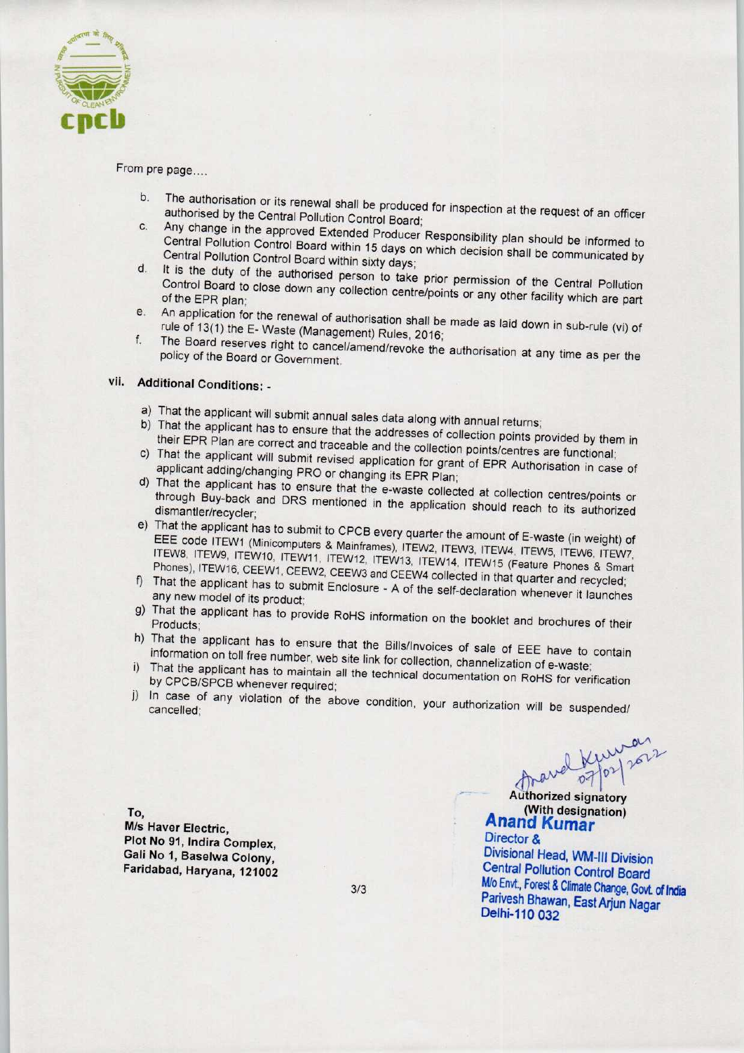From pre page....

b. The authorisation or its renewal shall be produced for inspection at the request of an officer authorised by the Central Pollution Control Board;
c. Any change in the approved Extended Producer Responsibility plan should be informed to Central Pollution Control Board within 15 days on which decision shall be communicated by Central Pollution Control Board within sixty days;
d. It is the duty of the authorised person to take prior permission of the Central Pollution Control Board to close down any collection centre/points or any other facility which are part of the EPR plan;
e. An application for the renewal of authorisation shall be made as laid down in sub-rule (vi) of rule of 13(1) the E- Waste (Management) Rules, 2016;
f. The Board reserves right to cancel/amend/revoke the authorisation at any time as per the policy of the Board or Government.

## vii. Additional Conditions: -

a) That the applicant will submit annual sales data along with annual returns;
b) That the applicant has to ensure that the addresses of collection points provided by them in their EPR Plan are correct and traceable and the collection points/centres are functional;
c) That the applicant will submit revised application for grant of EPR Authorisation in case of applicant adding/changing PRO or changing its EPR Plan;
d) That the applicant has to ensure that the e-waste collected at collection centres/points or through Buy-back and DRS mentioned in the application should reach to its authorized dismantler/recycler;
e) That the applicant has to submit to CPCB every quarter the amount of E-waste (in weight) of EEE code ITEW1 (Minicomputers & Mainframes), ITEW2, ITEW3, ITEW4, ITEW5, ITEW6, ITEW7, ITEW8, ITEW9, ITEW10, ITEW11, ITEW12, ITEW13, ITEW14, ITEW15 (Feature Phones & Smart Phones), ITEW16, CEEW1, CEEW2, CEEW3 and CEEW4 collected in that quarter and recycled;
f) That the applicant has to submit Enclosure - A of the self-declaration whenever it launches any new model of its product;
g) That the applicant has to provide RoHS information on the booklet and brochures of their Products;
h) That the applicant has to ensure that the Bills/Invoices of sale of EEE have to contain information on toll free number, web site link for collection, channelization of e-waste;
i) That the applicant has to maintain all the technical documentation on RoHS for verification by CPCB/SPCB whenever required;
j) In case of any violation of the above condition, your authorization will be suspended/ cancelled;

Anand Kumar
07/02/2022

Authorized signatory
(With designation)
**Anand Kumar**
Director &
Divisional Head, WM-III Division
Central Pollution Control Board
M/o Envt., Forest & Climate Change, Govt. of India
Parivesh Bhawan, East Arjun Nagar
Delhi-110 032

To,
M/s Haver Electric,
Plot No 91, Indira Complex,
Gali No 1, Baselwa Colony,
Faridabad, Haryana, 121002